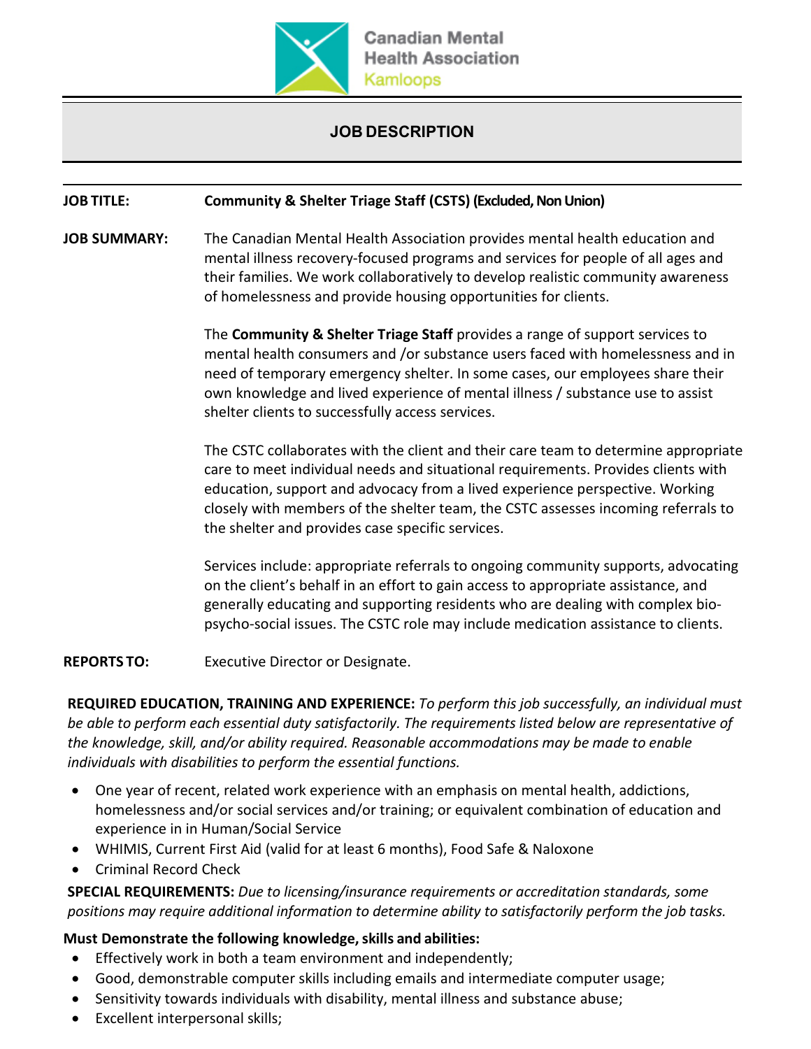Canadian Mental Health Association
Kamloops

# JOB DESCRIPTION

**JOB TITLE:** **Community & Shelter Triage Staff (CSTS) (Excluded, Non Union)**

**JOB SUMMARY:** The Canadian Mental Health Association provides mental health education and mental illness recovery-focused programs and services for people of all ages and their families. We work collaboratively to develop realistic community awareness of homelessness and provide housing opportunities for clients.

The **Community & Shelter Triage Staff** provides a range of support services to mental health consumers and /or substance users faced with homelessness and in need of temporary emergency shelter. In some cases, our employees share their own knowledge and lived experience of mental illness / substance use to assist shelter clients to successfully access services.

The CSTC collaborates with the client and their care team to determine appropriate care to meet individual needs and situational requirements. Provides clients with education, support and advocacy from a lived experience perspective. Working closely with members of the shelter team, the CSTC assesses incoming referrals to the shelter and provides case specific services.

Services include: appropriate referrals to ongoing community supports, advocating on the client's behalf in an effort to gain access to appropriate assistance, and generally educating and supporting residents who are dealing with complex bio-psycho-social issues. The CSTC role may include medication assistance to clients.

**REPORTS TO:** Executive Director or Designate.

**REQUIRED EDUCATION, TRAINING AND EXPERIENCE:** *To perform this job successfully, an individual must be able to perform each essential duty satisfactorily. The requirements listed below are representative of the knowledge, skill, and/or ability required. Reasonable accommodations may be made to enable individuals with disabilities to perform the essential functions.*

- One year of recent, related work experience with an emphasis on mental health, addictions, homelessness and/or social services and/or training; or equivalent combination of education and experience in in Human/Social Service
- WHIMIS, Current First Aid (valid for at least 6 months), Food Safe & Naloxone
- Criminal Record Check

**SPECIAL REQUIREMENTS:** *Due to licensing/insurance requirements or accreditation standards, some positions may require additional information to determine ability to satisfactorily perform the job tasks.*

**Must Demonstrate the following knowledge, skills and abilities:**

- Effectively work in both a team environment and independently;
- Good, demonstrable computer skills including emails and intermediate computer usage;
- Sensitivity towards individuals with disability, mental illness and substance abuse;
- Excellent interpersonal skills;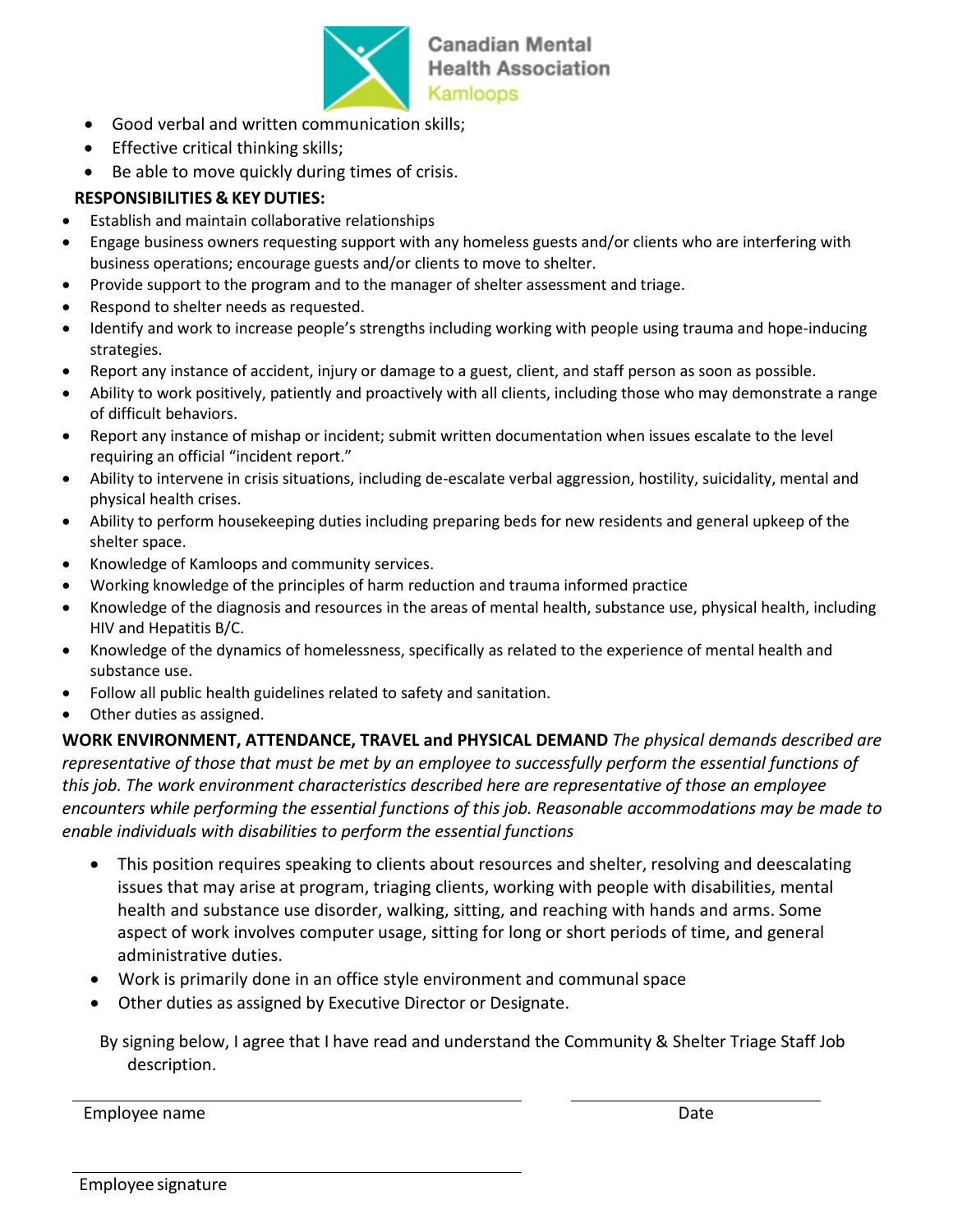- Good verbal and written communication skills;
- Effective critical thinking skills;
- Be able to move quickly during times of crisis.

**RESPONSIBILITIES & KEY DUTIES:**

- Establish and maintain collaborative relationships
- Engage business owners requesting support with any homeless guests and/or clients who are interfering with business operations; encourage guests and/or clients to move to shelter.
- Provide support to the program and to the manager of shelter assessment and triage.
- Respond to shelter needs as requested.
- Identify and work to increase people's strengths including working with people using trauma and hope-inducing strategies.
- Report any instance of accident, injury or damage to a guest, client, and staff person as soon as possible.
- Ability to work positively, patiently and proactively with all clients, including those who may demonstrate a range of difficult behaviors.
- Report any instance of mishap or incident; submit written documentation when issues escalate to the level requiring an official "incident report."
- Ability to intervene in crisis situations, including de-escalate verbal aggression, hostility, suicidality, mental and physical health crises.
- Ability to perform housekeeping duties including preparing beds for new residents and general upkeep of the shelter space.
- Knowledge of Kamloops and community services.
- Working knowledge of the principles of harm reduction and trauma informed practice
- Knowledge of the diagnosis and resources in the areas of mental health, substance use, physical health, including HIV and Hepatitis B/C.
- Knowledge of the dynamics of homelessness, specifically as related to the experience of mental health and substance use.
- Follow all public health guidelines related to safety and sanitation.
- Other duties as assigned.

**WORK ENVIRONMENT, ATTENDANCE, TRAVEL and PHYSICAL DEMAND** *The physical demands described are representative of those that must be met by an employee to successfully perform the essential functions of this job. The work environment characteristics described here are representative of those an employee encounters while performing the essential functions of this job. Reasonable accommodations may be made to enable individuals with disabilities to perform the essential functions*

- This position requires speaking to clients about resources and shelter, resolving and deescalating issues that may arise at program, triaging clients, working with people with disabilities, mental health and substance use disorder, walking, sitting, and reaching with hands and arms. Some aspect of work involves computer usage, sitting for long or short periods of time, and general administrative duties.
- Work is primarily done in an office style environment and communal space
- Other duties as assigned by Executive Director or Designate.

By signing below, I agree that I have read and understand the Community & Shelter Triage Staff Job description.

Employee name ______________________ Date ______________

Employee signature ______________________